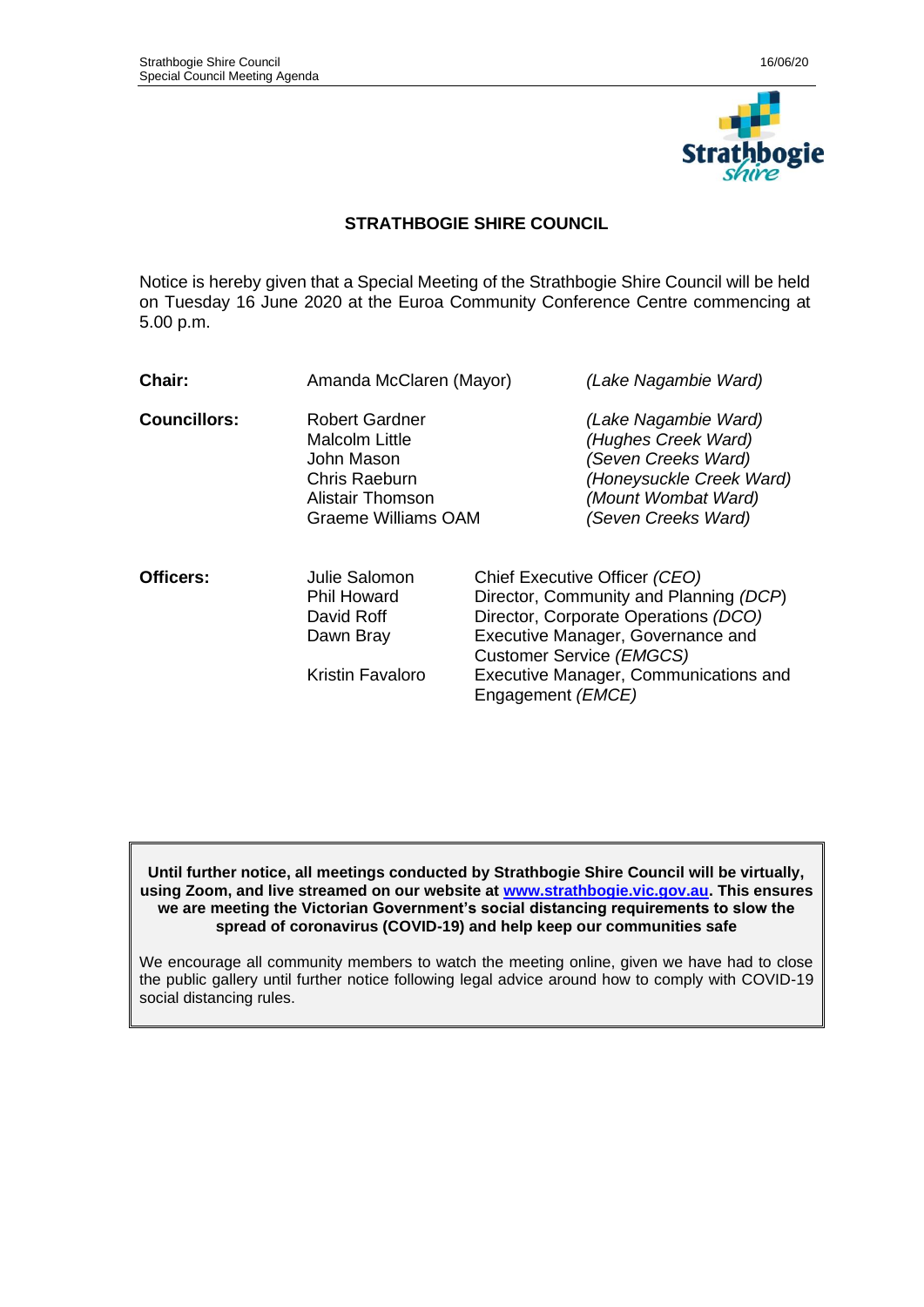# STRATHBOGIE SHIRE COUNCIL

Notice is hereby given that a Special Meeting of the Strathbogie Shire Council will be held on Tuesday 16 June 2020 at the Euroa Community Conference Centre commencing at 5.00 p.m.

| | | |
|---|---|---|
| **Chair:** | Amanda McClaren (Mayor) | *(Lake Nagambie Ward)* |
| **Councillors:** | Robert Gardner | *(Lake Nagambie Ward)* |
| | Malcolm Little | *(Hughes Creek Ward)* |
| | John Mason | *(Seven Creeks Ward)* |
| | Chris Raeburn | *(Honeysuckle Creek Ward)* |
| | Alistair Thomson | *(Mount Wombat Ward)* |
| | Graeme Williams OAM | *(Seven Creeks Ward)* |

| | | |
|---|---|---|
| **Officers:** | Julie Salomon | Chief Executive Officer *(CEO)* |
| | Phil Howard | Director, Community and Planning *(DCP)* |
| | David Roff | Director, Corporate Operations *(DCO)* |
| | Dawn Bray | Executive Manager, Governance and Customer Service *(EMGCS)* |
| | Kristin Favaloro | Executive Manager, Communications and Engagement *(EMCE)* |

**Until further notice, all meetings conducted by Strathbogie Shire Council will be virtually, using Zoom, and live streamed on our website at [www.strathbogie.vic.gov.au](http://www.strathbogie.vic.gov.au). This ensures we are meeting the Victorian Government's social distancing requirements to slow the spread of coronavirus (COVID-19) and help keep our communities safe**

We encourage all community members to watch the meeting online, given we have had to close the public gallery until further notice following legal advice around how to comply with COVID-19 social distancing rules.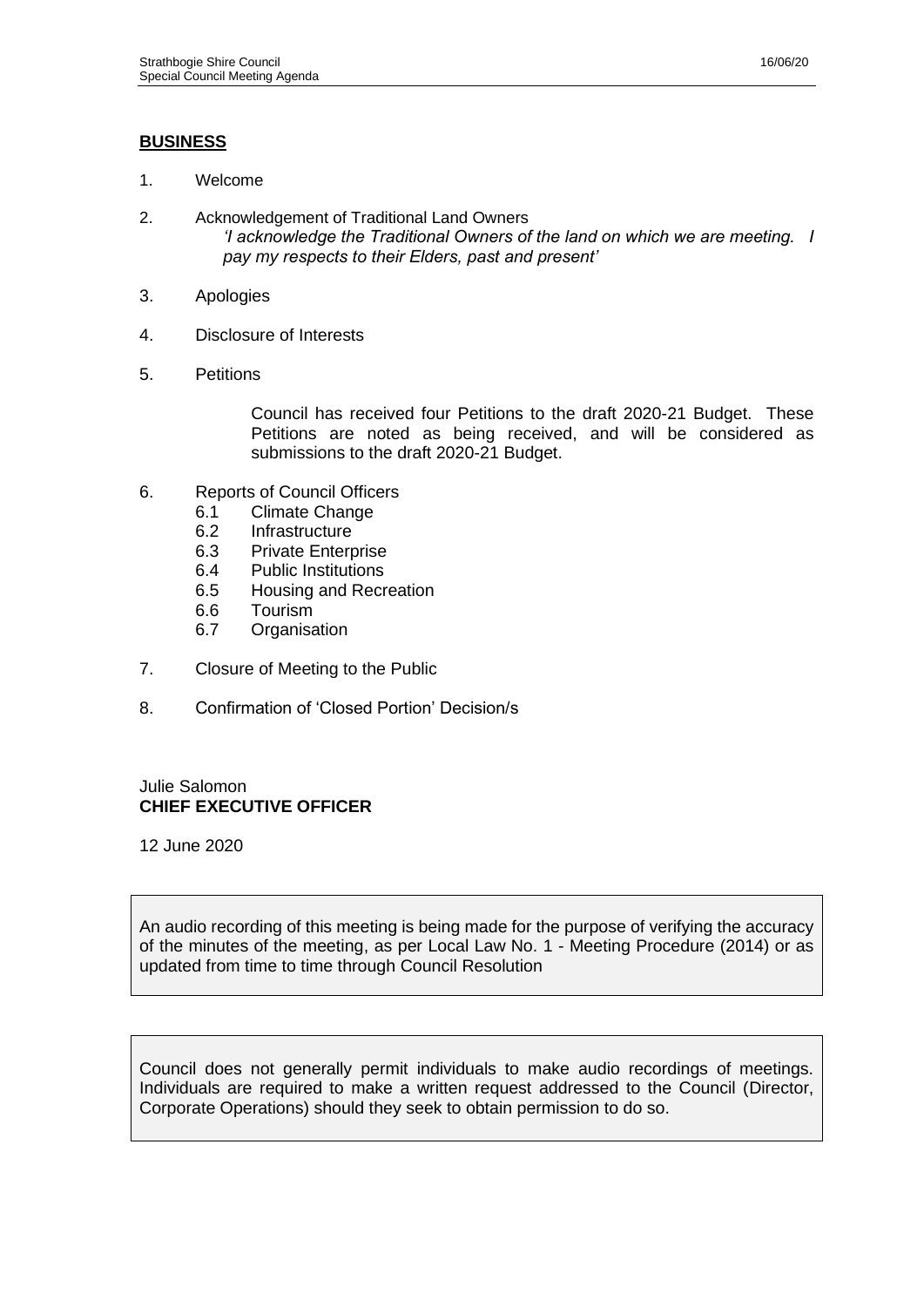## **BUSINESS**

1. Welcome

2. Acknowledgement of Traditional Land Owners
   *'I acknowledge the Traditional Owners of the land on which we are meeting. I pay my respects to their Elders, past and present'*

3. Apologies

4. Disclosure of Interests

5. Petitions

   Council has received four Petitions to the draft 2020-21 Budget. These Petitions are noted as being received, and will be considered as submissions to the draft 2020-21 Budget.

6. Reports of Council Officers
   - 6.1 Climate Change
   - 6.2 Infrastructure
   - 6.3 Private Enterprise
   - 6.4 Public Institutions
   - 6.5 Housing and Recreation
   - 6.6 Tourism
   - 6.7 Organisation

7. Closure of Meeting to the Public

8. Confirmation of 'Closed Portion' Decision/s

Julie Salomon
**CHIEF EXECUTIVE OFFICER**

12 June 2020

An audio recording of this meeting is being made for the purpose of verifying the accuracy of the minutes of the meeting, as per Local Law No. 1 - Meeting Procedure (2014) or as updated from time to time through Council Resolution

Council does not generally permit individuals to make audio recordings of meetings. Individuals are required to make a written request addressed to the Council (Director, Corporate Operations) should they seek to obtain permission to do so.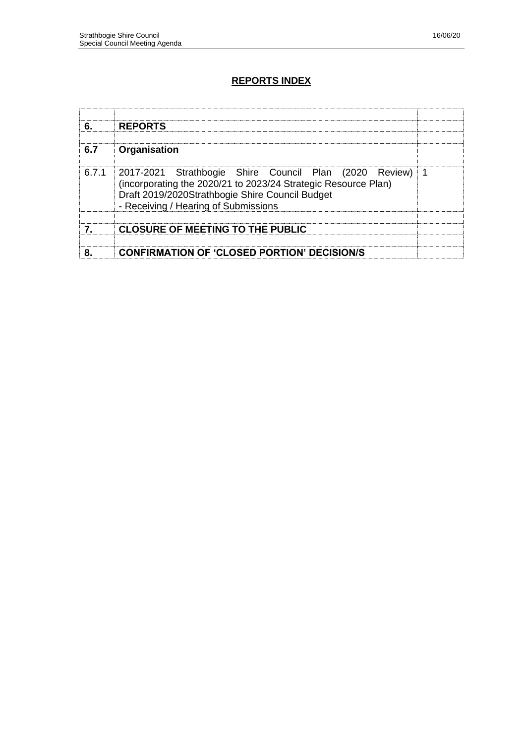# REPORTS INDEX

| | | |
|---|---|---|
| **6.** | **REPORTS** | |
| | | |
| **6.7** | **Organisation** | |
| | | |
| 6.7.1 | 2017-2021 Strathbogie Shire Council Plan (2020 Review) (incorporating the 2020/21 to 2023/24 Strategic Resource Plan) Draft 2019/2020Strathbogie Shire Council Budget - Receiving / Hearing of Submissions | 1 |
| | | |
| **7.** | **CLOSURE OF MEETING TO THE PUBLIC** | |
| | | |
| **8.** | **CONFIRMATION OF 'CLOSED PORTION' DECISION/S** | |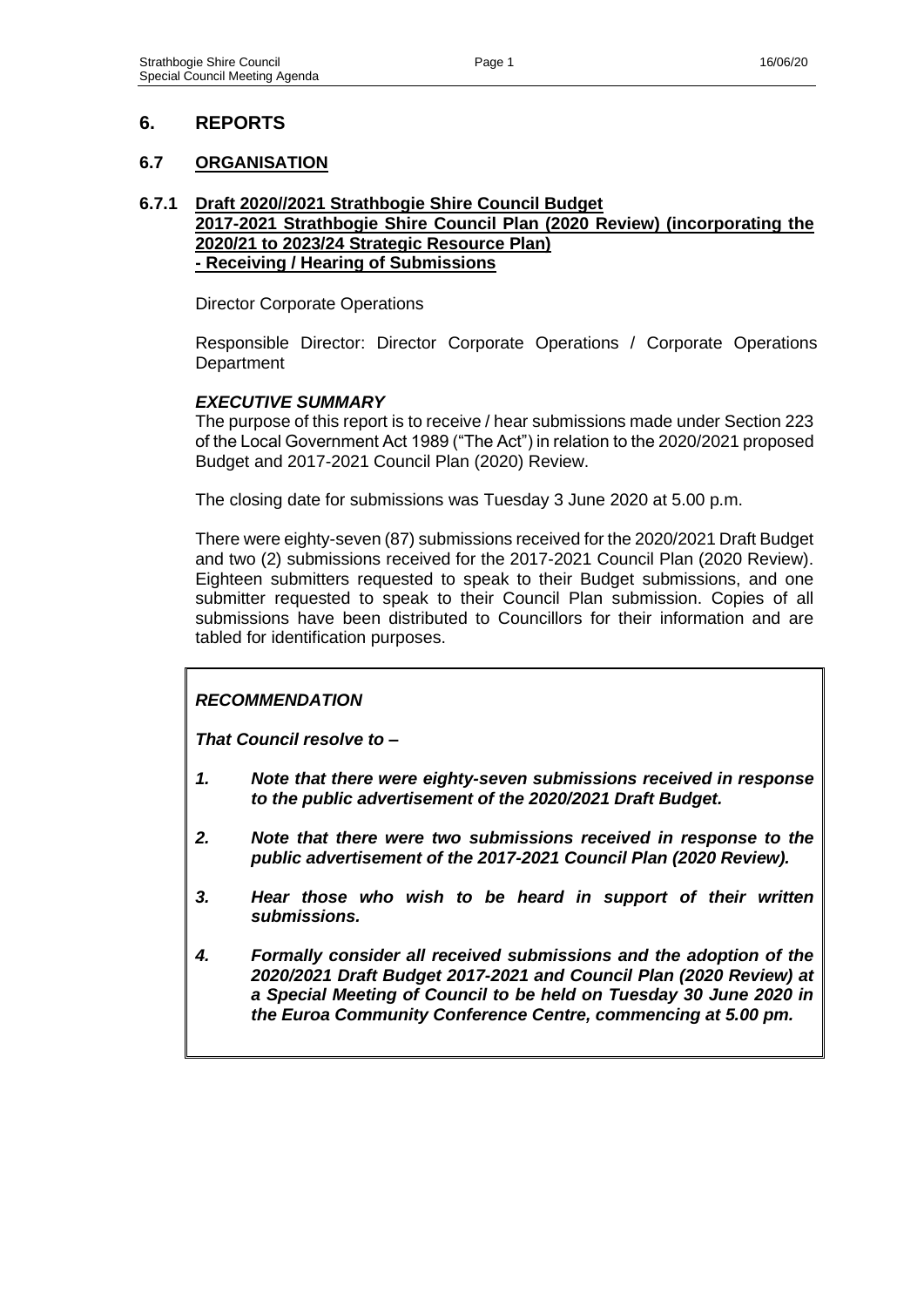# 6. REPORTS

## 6.7 ORGANISATION

### 6.7.1 Draft 2020//2021 Strathbogie Shire Council Budget 2017-2021 Strathbogie Shire Council Plan (2020 Review) (incorporating the 2020/21 to 2023/24 Strategic Resource Plan) - Receiving / Hearing of Submissions

Director Corporate Operations

Responsible Director: Director Corporate Operations / Corporate Operations Department

***EXECUTIVE SUMMARY***

The purpose of this report is to receive / hear submissions made under Section 223 of the Local Government Act 1989 ("The Act") in relation to the 2020/2021 proposed Budget and 2017-2021 Council Plan (2020) Review.

The closing date for submissions was Tuesday 3 June 2020 at 5.00 p.m.

There were eighty-seven (87) submissions received for the 2020/2021 Draft Budget and two (2) submissions received for the 2017-2021 Council Plan (2020 Review). Eighteen submitters requested to speak to their Budget submissions, and one submitter requested to speak to their Council Plan submission. Copies of all submissions have been distributed to Councillors for their information and are tabled for identification purposes.

***RECOMMENDATION***

***That Council resolve to –***

1. ***Note that there were eighty-seven submissions received in response to the public advertisement of the 2020/2021 Draft Budget.***
2. ***Note that there were two submissions received in response to the public advertisement of the 2017-2021 Council Plan (2020 Review).***
3. ***Hear those who wish to be heard in support of their written submissions.***
4. ***Formally consider all received submissions and the adoption of the 2020/2021 Draft Budget 2017-2021 and Council Plan (2020 Review) at a Special Meeting of Council to be held on Tuesday 30 June 2020 in the Euroa Community Conference Centre, commencing at 5.00 pm.***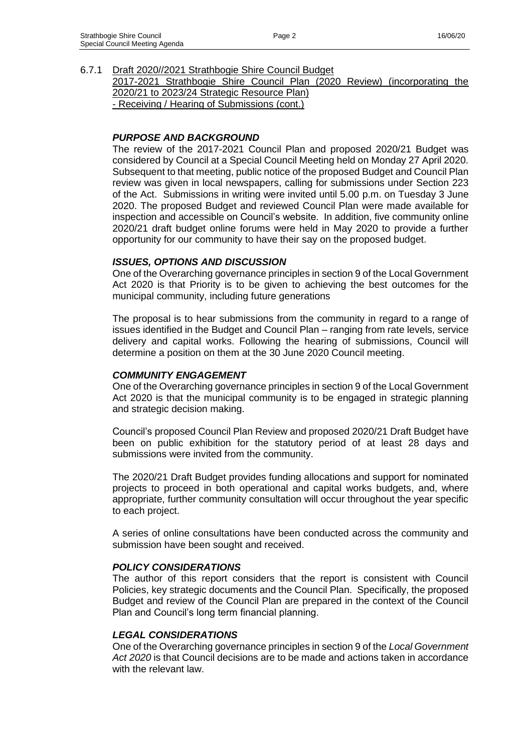6.7.1 Draft 2020//2021 Strathbogie Shire Council Budget
2017-2021 Strathbogie Shire Council Plan (2020 Review) (incorporating the 2020/21 to 2023/24 Strategic Resource Plan)
- Receiving / Hearing of Submissions (cont.)

### *PURPOSE AND BACKGROUND*

The review of the 2017-2021 Council Plan and proposed 2020/21 Budget was considered by Council at a Special Council Meeting held on Monday 27 April 2020. Subsequent to that meeting, public notice of the proposed Budget and Council Plan review was given in local newspapers, calling for submissions under Section 223 of the Act. Submissions in writing were invited until 5.00 p.m. on Tuesday 3 June 2020. The proposed Budget and reviewed Council Plan were made available for inspection and accessible on Council's website. In addition, five community online 2020/21 draft budget online forums were held in May 2020 to provide a further opportunity for our community to have their say on the proposed budget.

### *ISSUES, OPTIONS AND DISCUSSION*

One of the Overarching governance principles in section 9 of the Local Government Act 2020 is that Priority is to be given to achieving the best outcomes for the municipal community, including future generations

The proposal is to hear submissions from the community in regard to a range of issues identified in the Budget and Council Plan – ranging from rate levels, service delivery and capital works. Following the hearing of submissions, Council will determine a position on them at the 30 June 2020 Council meeting.

### *COMMUNITY ENGAGEMENT*

One of the Overarching governance principles in section 9 of the Local Government Act 2020 is that the municipal community is to be engaged in strategic planning and strategic decision making.

Council's proposed Council Plan Review and proposed 2020/21 Draft Budget have been on public exhibition for the statutory period of at least 28 days and submissions were invited from the community.

The 2020/21 Draft Budget provides funding allocations and support for nominated projects to proceed in both operational and capital works budgets, and, where appropriate, further community consultation will occur throughout the year specific to each project.

A series of online consultations have been conducted across the community and submission have been sought and received.

### *POLICY CONSIDERATIONS*

The author of this report considers that the report is consistent with Council Policies, key strategic documents and the Council Plan. Specifically, the proposed Budget and review of the Council Plan are prepared in the context of the Council Plan and Council's long term financial planning.

### *LEGAL CONSIDERATIONS*

One of the Overarching governance principles in section 9 of the *Local Government Act 2020* is that Council decisions are to be made and actions taken in accordance with the relevant law.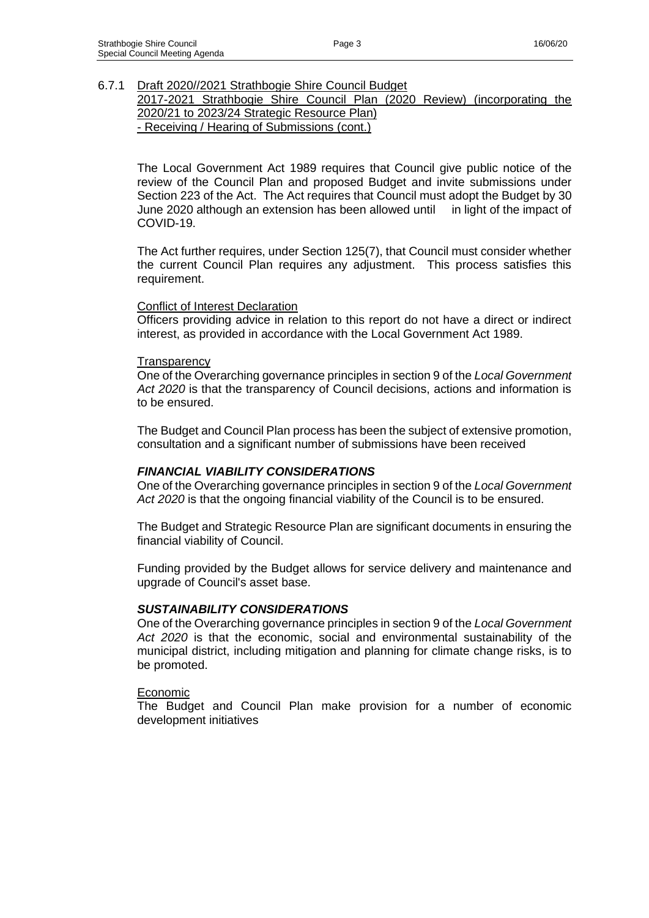6.7.1 Draft 2020//2021 Strathbogie Shire Council Budget
2017-2021 Strathbogie Shire Council Plan (2020 Review) (incorporating the 2020/21 to 2023/24 Strategic Resource Plan)
- Receiving / Hearing of Submissions (cont.)

The Local Government Act 1989 requires that Council give public notice of the review of the Council Plan and proposed Budget and invite submissions under Section 223 of the Act. The Act requires that Council must adopt the Budget by 30 June 2020 although an extension has been allowed until in light of the impact of COVID-19.

The Act further requires, under Section 125(7), that Council must consider whether the current Council Plan requires any adjustment. This process satisfies this requirement.

Conflict of Interest Declaration

Officers providing advice in relation to this report do not have a direct or indirect interest, as provided in accordance with the Local Government Act 1989.

Transparency

One of the Overarching governance principles in section 9 of the *Local Government Act 2020* is that the transparency of Council decisions, actions and information is to be ensured.

The Budget and Council Plan process has been the subject of extensive promotion, consultation and a significant number of submissions have been received

***FINANCIAL VIABILITY CONSIDERATIONS***

One of the Overarching governance principles in section 9 of the *Local Government Act 2020* is that the ongoing financial viability of the Council is to be ensured.

The Budget and Strategic Resource Plan are significant documents in ensuring the financial viability of Council.

Funding provided by the Budget allows for service delivery and maintenance and upgrade of Council's asset base.

***SUSTAINABILITY CONSIDERATIONS***

One of the Overarching governance principles in section 9 of the *Local Government Act 2020* is that the economic, social and environmental sustainability of the municipal district, including mitigation and planning for climate change risks, is to be promoted.

Economic

The Budget and Council Plan make provision for a number of economic development initiatives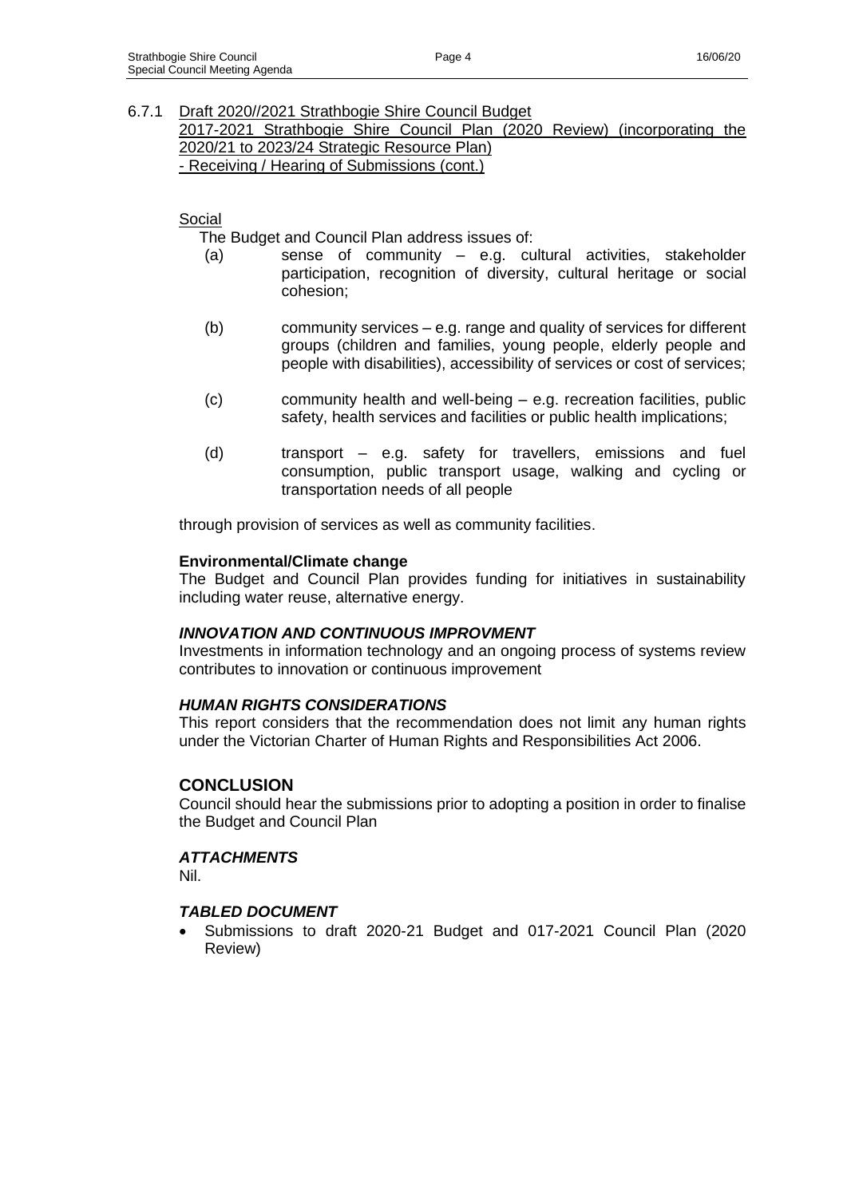6.7.1 <u>Draft 2020//2021 Strathbogie Shire Council Budget</u>
<u>2017-2021 Strathbogie Shire Council Plan (2020 Review) (incorporating the 2020/21 to 2023/24 Strategic Resource Plan)</u>
<u>- Receiving / Hearing of Submissions (cont.)</u>

<u>Social</u>

The Budget and Council Plan address issues of:

(a) sense of community – e.g. cultural activities, stakeholder participation, recognition of diversity, cultural heritage or social cohesion;

(b) community services – e.g. range and quality of services for different groups (children and families, young people, elderly people and people with disabilities), accessibility of services or cost of services;

(c) community health and well-being – e.g. recreation facilities, public safety, health services and facilities or public health implications;

(d) transport – e.g. safety for travellers, emissions and fuel consumption, public transport usage, walking and cycling or transportation needs of all people

through provision of services as well as community facilities.

**Environmental/Climate change**

The Budget and Council Plan provides funding for initiatives in sustainability including water reuse, alternative energy.

***INNOVATION AND CONTINUOUS IMPROVMENT***

Investments in information technology and an ongoing process of systems review contributes to innovation or continuous improvement

***HUMAN RIGHTS CONSIDERATIONS***

This report considers that the recommendation does not limit any human rights under the Victorian Charter of Human Rights and Responsibilities Act 2006.

## CONCLUSION

Council should hear the submissions prior to adopting a position in order to finalise the Budget and Council Plan

***ATTACHMENTS***

Nil.

***TABLED DOCUMENT***

- Submissions to draft 2020-21 Budget and 017-2021 Council Plan (2020 Review)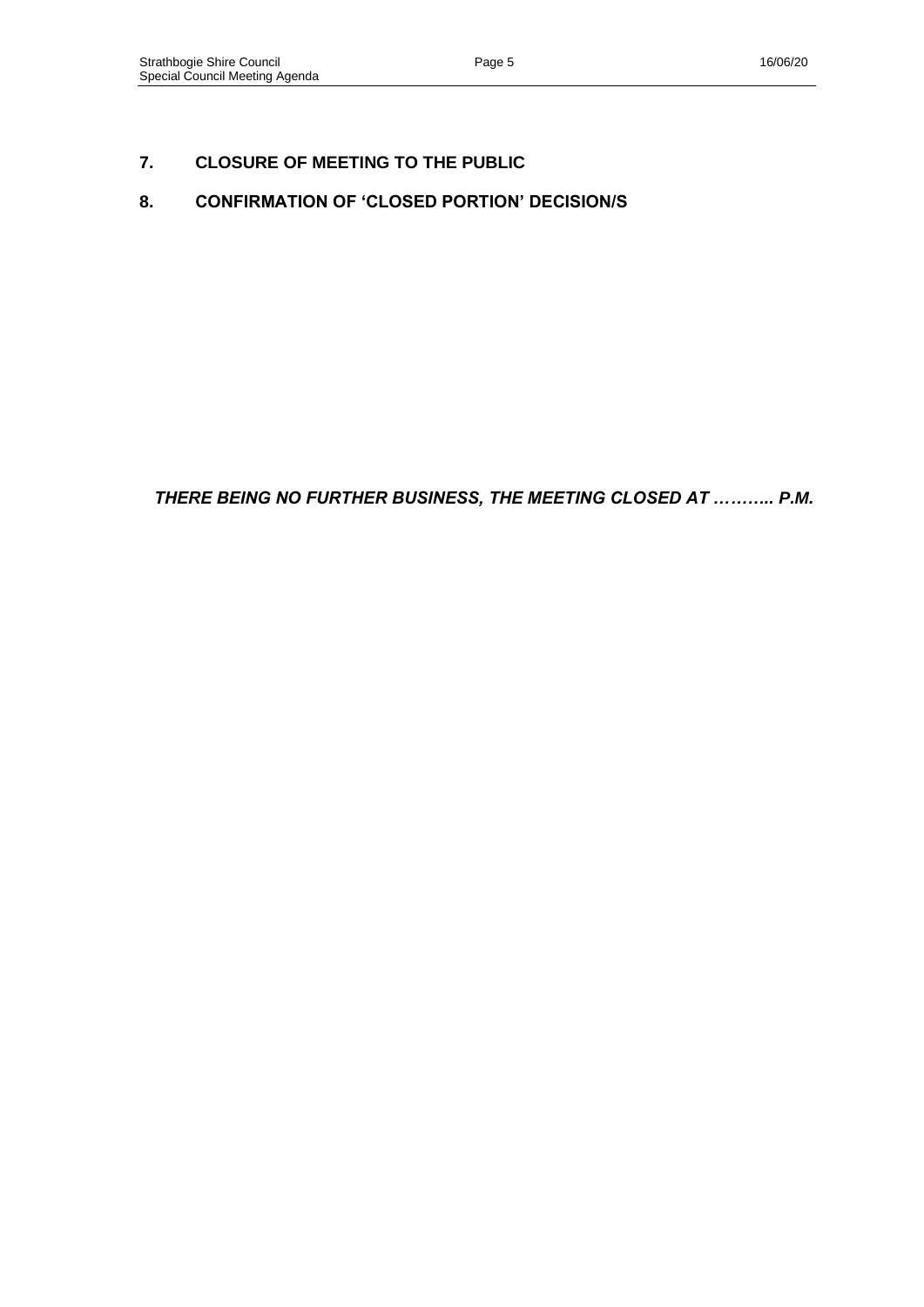## 7. CLOSURE OF MEETING TO THE PUBLIC

## 8. CONFIRMATION OF 'CLOSED PORTION' DECISION/S

***THERE BEING NO FURTHER BUSINESS, THE MEETING CLOSED AT ……….. P.M.***